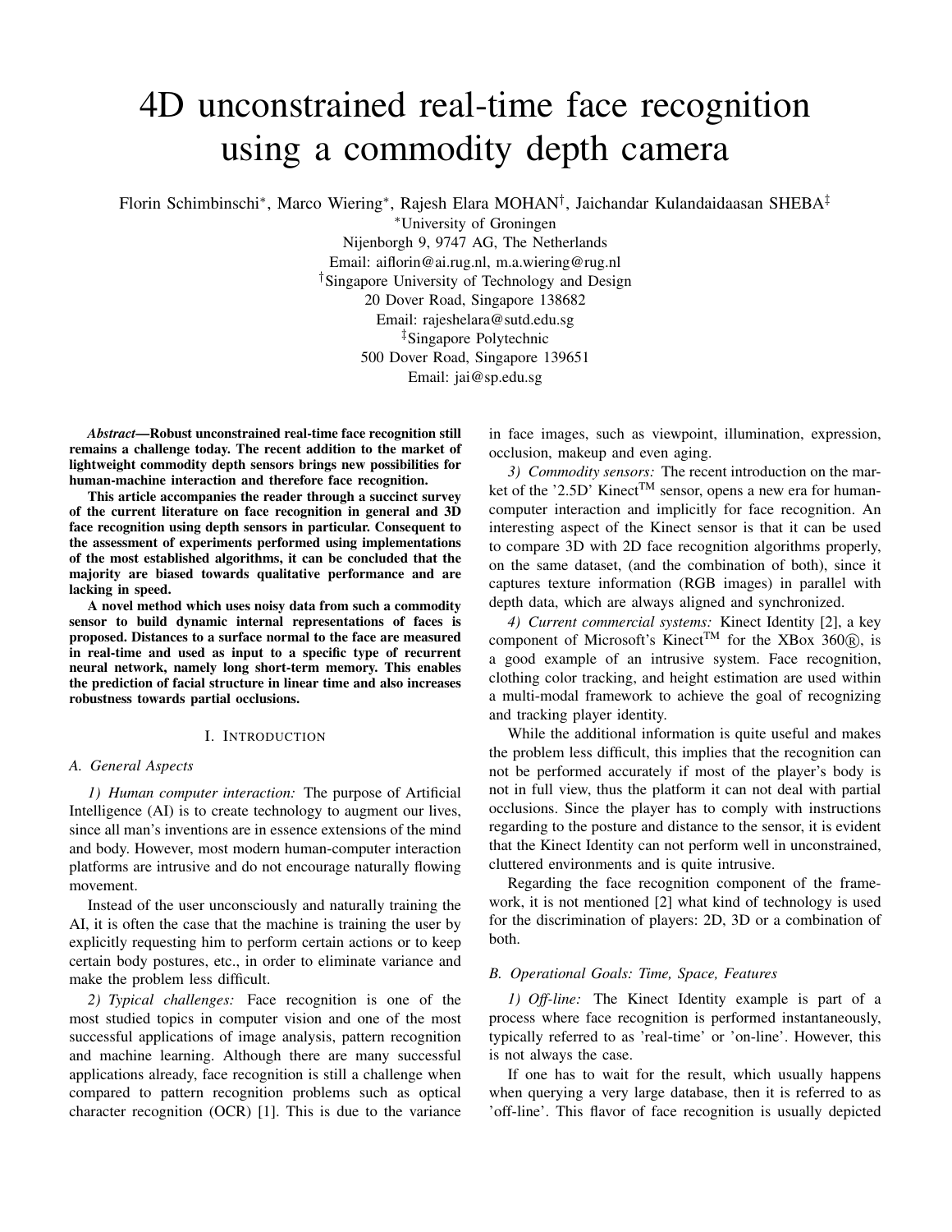# 4D unconstrained real-time face recognition using a commodity depth camera

Florin Schimbinschi[*], Marco Wiering[*], Rajesh Elara MOHAN[†], Jaichandar Kulandaidaasan SHEBA[‡]

[*]University of Groningen
Nijenborgh 9, 9747 AG, The Netherlands
Email: aiflorin@ai.rug.nl, m.a.wiering@rug.nl

[†]Singapore University of Technology and Design
20 Dover Road, Singapore 138682
Email: rajeshelara@sutd.edu.sg

[‡]Singapore Polytechnic
500 Dover Road, Singapore 139651
Email: jai@sp.edu.sg

***Abstract*—Robust unconstrained real-time face recognition still remains a challenge today. The recent addition to the market of lightweight commodity depth sensors brings new possibilities for human-machine interaction and therefore face recognition.**

**This article accompanies the reader through a succinct survey of the current literature on face recognition in general and 3D face recognition using depth sensors in particular. Consequent to the assessment of experiments performed using implementations of the most established algorithms, it can be concluded that the majority are biased towards qualitative performance and are lacking in speed.**

**A novel method which uses noisy data from such a commodity sensor to build dynamic internal representations of faces is proposed. Distances to a surface normal to the face are measured in real-time and used as input to a specific type of recurrent neural network, namely long short-term memory. This enables the prediction of facial structure in linear time and also increases robustness towards partial occlusions.**

## I. Introduction

### A. General Aspects

*1) Human computer interaction:* The purpose of Artificial Intelligence (AI) is to create technology to augment our lives, since all man's inventions are in essence extensions of the mind and body. However, most modern human-computer interaction platforms are intrusive and do not encourage naturally flowing movement.

Instead of the user unconsciously and naturally training the AI, it is often the case that the machine is training the user by explicitly requesting him to perform certain actions or to keep certain body postures, etc., in order to eliminate variance and make the problem less difficult.

*2) Typical challenges:* Face recognition is one of the most studied topics in computer vision and one of the most successful applications of image analysis, pattern recognition and machine learning. Although there are many successful applications already, face recognition is still a challenge when compared to pattern recognition problems such as optical character recognition (OCR) [1]. This is due to the variance in face images, such as viewpoint, illumination, expression, occlusion, makeup and even aging.

*3) Commodity sensors:* The recent introduction on the market of the '2.5D' Kinect™ sensor, opens a new era for human-computer interaction and implicitly for face recognition. An interesting aspect of the Kinect sensor is that it can be used to compare 3D with 2D face recognition algorithms properly, on the same dataset, (and the combination of both), since it captures texture information (RGB images) in parallel with depth data, which are always aligned and synchronized.

*4) Current commercial systems:* Kinect Identity [2], a key component of Microsoft's Kinect™ for the XBox 360®, is a good example of an intrusive system. Face recognition, clothing color tracking, and height estimation are used within a multi-modal framework to achieve the goal of recognizing and tracking player identity.

While the additional information is quite useful and makes the problem less difficult, this implies that the recognition can not be performed accurately if most of the player's body is not in full view, thus the platform it can not deal with partial occlusions. Since the player has to comply with instructions regarding to the posture and distance to the sensor, it is evident that the Kinect Identity can not perform well in unconstrained, cluttered environments and is quite intrusive.

Regarding the face recognition component of the framework, it is not mentioned [2] what kind of technology is used for the discrimination of players: 2D, 3D or a combination of both.

### B. Operational Goals: Time, Space, Features

*1) Off-line:* The Kinect Identity example is part of a process where face recognition is performed instantaneously, typically referred to as 'real-time' or 'on-line'. However, this is not always the case.

If one has to wait for the result, which usually happens when querying a very large database, then it is referred to as 'off-line'. This flavor of face recognition is usually depicted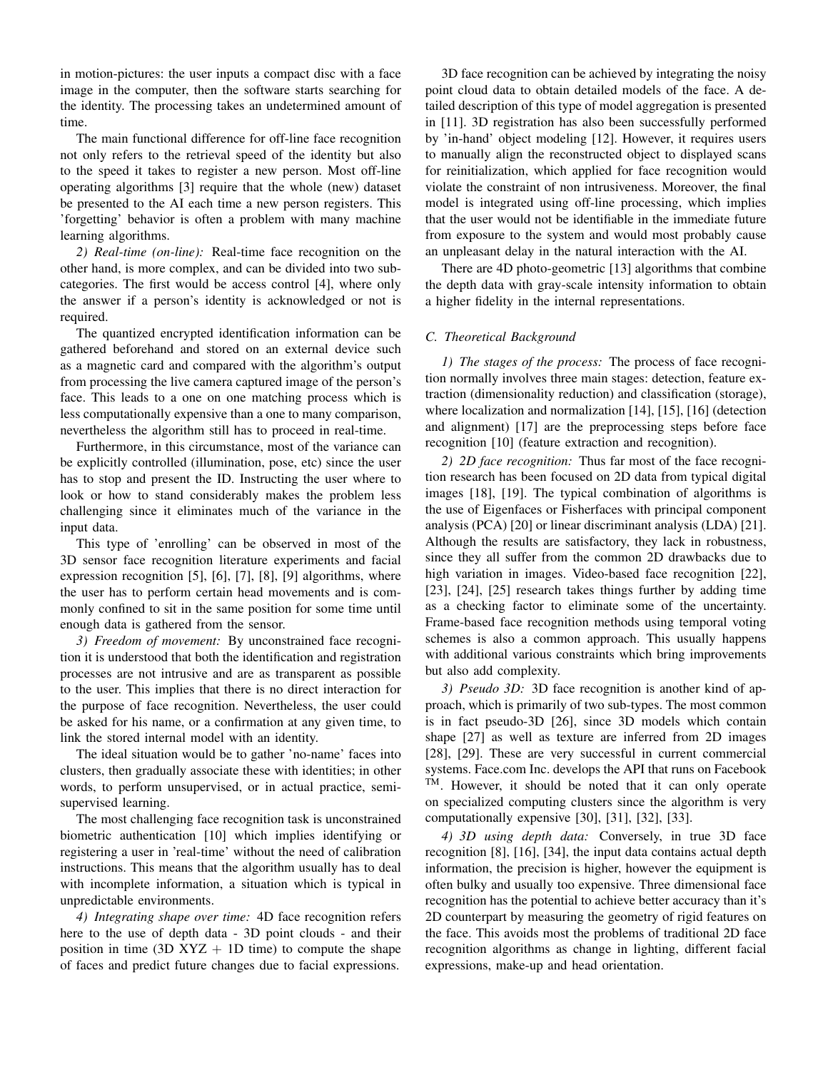in motion-pictures: the user inputs a compact disc with a face image in the computer, then the software starts searching for the identity. The processing takes an undetermined amount of time.

The main functional difference for off-line face recognition not only refers to the retrieval speed of the identity but also to the speed it takes to register a new person. Most off-line operating algorithms [3] require that the whole (new) dataset be presented to the AI each time a new person registers. This 'forgetting' behavior is often a problem with many machine learning algorithms.

*2) Real-time (on-line):* Real-time face recognition on the other hand, is more complex, and can be divided into two subcategories. The first would be access control [4], where only the answer if a person's identity is acknowledged or not is required.

The quantized encrypted identification information can be gathered beforehand and stored on an external device such as a magnetic card and compared with the algorithm's output from processing the live camera captured image of the person's face. This leads to a one on one matching process which is less computationally expensive than a one to many comparison, nevertheless the algorithm still has to proceed in real-time.

Furthermore, in this circumstance, most of the variance can be explicitly controlled (illumination, pose, etc) since the user has to stop and present the ID. Instructing the user where to look or how to stand considerably makes the problem less challenging since it eliminates much of the variance in the input data.

This type of 'enrolling' can be observed in most of the 3D sensor face recognition literature experiments and facial expression recognition [5], [6], [7], [8], [9] algorithms, where the user has to perform certain head movements and is commonly confined to sit in the same position for some time until enough data is gathered from the sensor.

*3) Freedom of movement:* By unconstrained face recognition it is understood that both the identification and registration processes are not intrusive and are as transparent as possible to the user. This implies that there is no direct interaction for the purpose of face recognition. Nevertheless, the user could be asked for his name, or a confirmation at any given time, to link the stored internal model with an identity.

The ideal situation would be to gather 'no-name' faces into clusters, then gradually associate these with identities; in other words, to perform unsupervised, or in actual practice, semi-supervised learning.

The most challenging face recognition task is unconstrained biometric authentication [10] which implies identifying or registering a user in 'real-time' without the need of calibration instructions. This means that the algorithm usually has to deal with incomplete information, a situation which is typical in unpredictable environments.

*4) Integrating shape over time:* 4D face recognition refers here to the use of depth data - 3D point clouds - and their position in time (3D XYZ + 1D time) to compute the shape of faces and predict future changes due to facial expressions.

3D face recognition can be achieved by integrating the noisy point cloud data to obtain detailed models of the face. A detailed description of this type of model aggregation is presented in [11]. 3D registration has also been successfully performed by 'in-hand' object modeling [12]. However, it requires users to manually align the reconstructed object to displayed scans for reinitialization, which applied for face recognition would violate the constraint of non intrusiveness. Moreover, the final model is integrated using off-line processing, which implies that the user would not be identifiable in the immediate future from exposure to the system and would most probably cause an unpleasant delay in the natural interaction with the AI.

There are 4D photo-geometric [13] algorithms that combine the depth data with gray-scale intensity information to obtain a higher fidelity in the internal representations.

### C. Theoretical Background

*1) The stages of the process:* The process of face recognition normally involves three main stages: detection, feature extraction (dimensionality reduction) and classification (storage), where localization and normalization [14], [15], [16] (detection and alignment) [17] are the preprocessing steps before face recognition [10] (feature extraction and recognition).

*2) 2D face recognition:* Thus far most of the face recognition research has been focused on 2D data from typical digital images [18], [19]. The typical combination of algorithms is the use of Eigenfaces or Fisherfaces with principal component analysis (PCA) [20] or linear discriminant analysis (LDA) [21]. Although the results are satisfactory, they lack in robustness, since they all suffer from the common 2D drawbacks due to high variation in images. Video-based face recognition [22], [23], [24], [25] research takes things further by adding time as a checking factor to eliminate some of the uncertainty. Frame-based face recognition methods using temporal voting schemes is also a common approach. This usually happens with additional various constraints which bring improvements but also add complexity.

*3) Pseudo 3D:* 3D face recognition is another kind of approach, which is primarily of two sub-types. The most common is in fact pseudo-3D [26], since 3D models which contain shape [27] as well as texture are inferred from 2D images [28], [29]. These are very successful in current commercial systems. Face.com Inc. develops the API that runs on Facebook TM. However, it should be noted that it can only operate on specialized computing clusters since the algorithm is very computationally expensive [30], [31], [32], [33].

*4) 3D using depth data:* Conversely, in true 3D face recognition [8], [16], [34], the input data contains actual depth information, the precision is higher, however the equipment is often bulky and usually too expensive. Three dimensional face recognition has the potential to achieve better accuracy than it's 2D counterpart by measuring the geometry of rigid features on the face. This avoids most the problems of traditional 2D face recognition algorithms as change in lighting, different facial expressions, make-up and head orientation.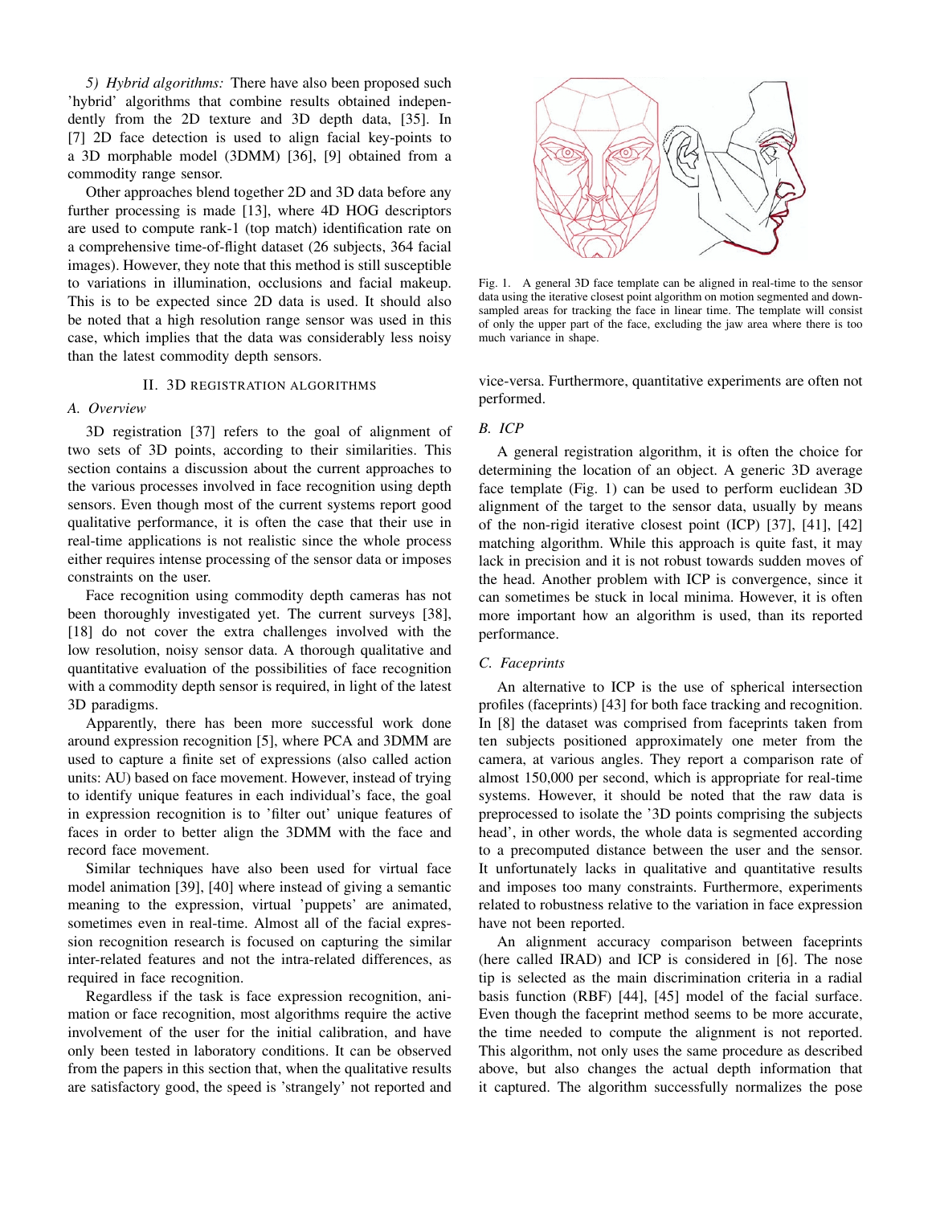*5) Hybrid algorithms:* There have also been proposed such 'hybrid' algorithms that combine results obtained independently from the 2D texture and 3D depth data, [35]. In [7] 2D face detection is used to align facial key-points to a 3D morphable model (3DMM) [36], [9] obtained from a commodity range sensor.

Other approaches blend together 2D and 3D data before any further processing is made [13], where 4D HOG descriptors are used to compute rank-1 (top match) identification rate on a comprehensive time-of-flight dataset (26 subjects, 364 facial images). However, they note that this method is still susceptible to variations in illumination, occlusions and facial makeup. This is to be expected since 2D data is used. It should also be noted that a high resolution range sensor was used in this case, which implies that the data was considerably less noisy than the latest commodity depth sensors.

## II. 3D Registration Algorithms

### A. Overview

3D registration [37] refers to the goal of alignment of two sets of 3D points, according to their similarities. This section contains a discussion about the current approaches to the various processes involved in face recognition using depth sensors. Even though most of the current systems report good qualitative performance, it is often the case that their use in real-time applications is not realistic since the whole process either requires intense processing of the sensor data or imposes constraints on the user.

Face recognition using commodity depth cameras has not been thoroughly investigated yet. The current surveys [38], [18] do not cover the extra challenges involved with the low resolution, noisy sensor data. A thorough qualitative and quantitative evaluation of the possibilities of face recognition with a commodity depth sensor is required, in light of the latest 3D paradigms.

Apparently, there has been more successful work done around expression recognition [5], where PCA and 3DMM are used to capture a finite set of expressions (also called action units: AU) based on face movement. However, instead of trying to identify unique features in each individual's face, the goal in expression recognition is to 'filter out' unique features of faces in order to better align the 3DMM with the face and record face movement.

Similar techniques have also been used for virtual face model animation [39], [40] where instead of giving a semantic meaning to the expression, virtual 'puppets' are animated, sometimes even in real-time. Almost all of the facial expression recognition research is focused on capturing the similar inter-related features and not the intra-related differences, as required in face recognition.

Regardless if the task is face expression recognition, animation or face recognition, most algorithms require the active involvement of the user for the initial calibration, and have only been tested in laboratory conditions. It can be observed from the papers in this section that, when the qualitative results are satisfactory good, the speed is 'strangely' not reported and vice-versa. Furthermore, quantitative experiments are often not performed.

Fig. 1. A general 3D face template can be aligned in real-time to the sensor data using the iterative closest point algorithm on motion segmented and down-sampled areas for tracking the face in linear time. The template will consist of only the upper part of the face, excluding the jaw area where there is too much variance in shape.

### B. ICP

A general registration algorithm, it is often the choice for determining the location of an object. A generic 3D average face template (Fig. 1) can be used to perform euclidean 3D alignment of the target to the sensor data, usually by means of the non-rigid iterative closest point (ICP) [37], [41], [42] matching algorithm. While this approach is quite fast, it may lack in precision and it is not robust towards sudden moves of the head. Another problem with ICP is convergence, since it can sometimes be stuck in local minima. However, it is often more important how an algorithm is used, than its reported performance.

### C. Faceprints

An alternative to ICP is the use of spherical intersection profiles (faceprints) [43] for both face tracking and recognition. In [8] the dataset was comprised from faceprints taken from ten subjects positioned approximately one meter from the camera, at various angles. They report a comparison rate of almost 150,000 per second, which is appropriate for real-time systems. However, it should be noted that the raw data is preprocessed to isolate the '3D points comprising the subjects head', in other words, the whole data is segmented according to a precomputed distance between the user and the sensor. It unfortunately lacks in qualitative and quantitative results and imposes too many constraints. Furthermore, experiments related to robustness relative to the variation in face expression have not been reported.

An alignment accuracy comparison between faceprints (here called IRAD) and ICP is considered in [6]. The nose tip is selected as the main discrimination criteria in a radial basis function (RBF) [44], [45] model of the facial surface. Even though the faceprint method seems to be more accurate, the time needed to compute the alignment is not reported. This algorithm, not only uses the same procedure as described above, but also changes the actual depth information that it captured. The algorithm successfully normalizes the pose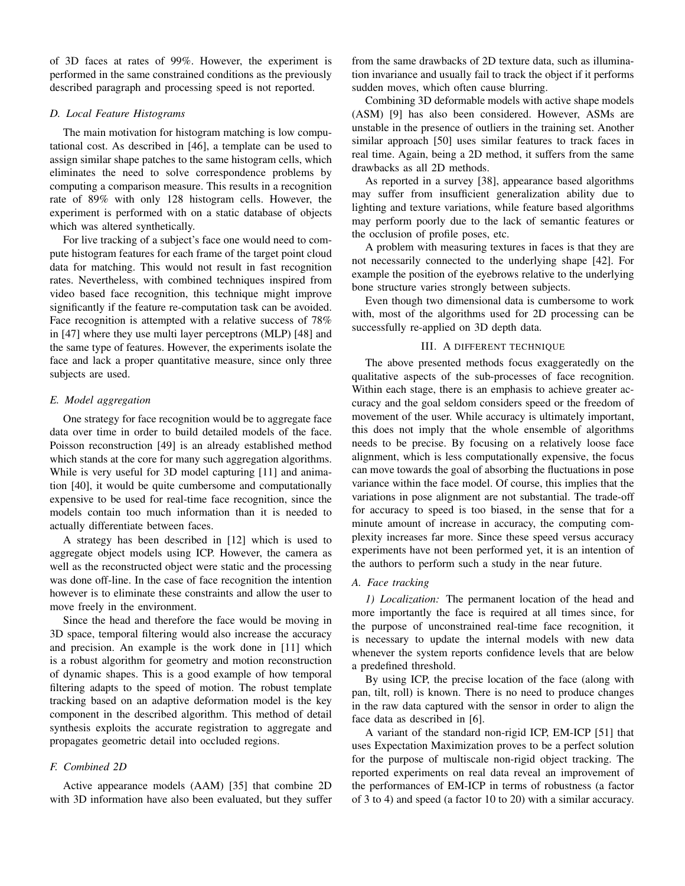of 3D faces at rates of 99%. However, the experiment is performed in the same constrained conditions as the previously described paragraph and processing speed is not reported.

### *D. Local Feature Histograms*

The main motivation for histogram matching is low computational cost. As described in [46], a template can be used to assign similar shape patches to the same histogram cells, which eliminates the need to solve correspondence problems by computing a comparison measure. This results in a recognition rate of 89% with only 128 histogram cells. However, the experiment is performed with on a static database of objects which was altered synthetically.

For live tracking of a subject's face one would need to compute histogram features for each frame of the target point cloud data for matching. This would not result in fast recognition rates. Nevertheless, with combined techniques inspired from video based face recognition, this technique might improve significantly if the feature re-computation task can be avoided. Face recognition is attempted with a relative success of 78% in [47] where they use multi layer perceptrons (MLP) [48] and the same type of features. However, the experiments isolate the face and lack a proper quantitative measure, since only three subjects are used.

### *E. Model aggregation*

One strategy for face recognition would be to aggregate face data over time in order to build detailed models of the face. Poisson reconstruction [49] is an already established method which stands at the core for many such aggregation algorithms. While is very useful for 3D model capturing [11] and animation [40], it would be quite cumbersome and computationally expensive to be used for real-time face recognition, since the models contain too much information than it is needed to actually differentiate between faces.

A strategy has been described in [12] which is used to aggregate object models using ICP. However, the camera as well as the reconstructed object were static and the processing was done off-line. In the case of face recognition the intention however is to eliminate these constraints and allow the user to move freely in the environment.

Since the head and therefore the face would be moving in 3D space, temporal filtering would also increase the accuracy and precision. An example is the work done in [11] which is a robust algorithm for geometry and motion reconstruction of dynamic shapes. This is a good example of how temporal filtering adapts to the speed of motion. The robust template tracking based on an adaptive deformation model is the key component in the described algorithm. This method of detail synthesis exploits the accurate registration to aggregate and propagates geometric detail into occluded regions.

### *F. Combined 2D*

Active appearance models (AAM) [35] that combine 2D with 3D information have also been evaluated, but they suffer from the same drawbacks of 2D texture data, such as illumination invariance and usually fail to track the object if it performs sudden moves, which often cause blurring.

Combining 3D deformable models with active shape models (ASM) [9] has also been considered. However, ASMs are unstable in the presence of outliers in the training set. Another similar approach [50] uses similar features to track faces in real time. Again, being a 2D method, it suffers from the same drawbacks as all 2D methods.

As reported in a survey [38], appearance based algorithms may suffer from insufficient generalization ability due to lighting and texture variations, while feature based algorithms may perform poorly due to the lack of semantic features or the occlusion of profile poses, etc.

A problem with measuring textures in faces is that they are not necessarily connected to the underlying shape [42]. For example the position of the eyebrows relative to the underlying bone structure varies strongly between subjects.

Even though two dimensional data is cumbersome to work with, most of the algorithms used for 2D processing can be successfully re-applied on 3D depth data.

## III. A DIFFERENT TECHNIQUE

The above presented methods focus exaggeratedly on the qualitative aspects of the sub-processes of face recognition. Within each stage, there is an emphasis to achieve greater accuracy and the goal seldom considers speed or the freedom of movement of the user. While accuracy is ultimately important, this does not imply that the whole ensemble of algorithms needs to be precise. By focusing on a relatively loose face alignment, which is less computationally expensive, the focus can move towards the goal of absorbing the fluctuations in pose variance within the face model. Of course, this implies that the variations in pose alignment are not substantial. The trade-off for accuracy to speed is too biased, in the sense that for a minute amount of increase in accuracy, the computing complexity increases far more. Since these speed versus accuracy experiments have not been performed yet, it is an intention of the authors to perform such a study in the near future.

### *A. Face tracking*

*1) Localization:* The permanent location of the head and more importantly the face is required at all times since, for the purpose of unconstrained real-time face recognition, it is necessary to update the internal models with new data whenever the system reports confidence levels that are below a predefined threshold.

By using ICP, the precise location of the face (along with pan, tilt, roll) is known. There is no need to produce changes in the raw data captured with the sensor in order to align the face data as described in [6].

A variant of the standard non-rigid ICP, EM-ICP [51] that uses Expectation Maximization proves to be a perfect solution for the purpose of multiscale non-rigid object tracking. The reported experiments on real data reveal an improvement of the performances of EM-ICP in terms of robustness (a factor of 3 to 4) and speed (a factor 10 to 20) with a similar accuracy.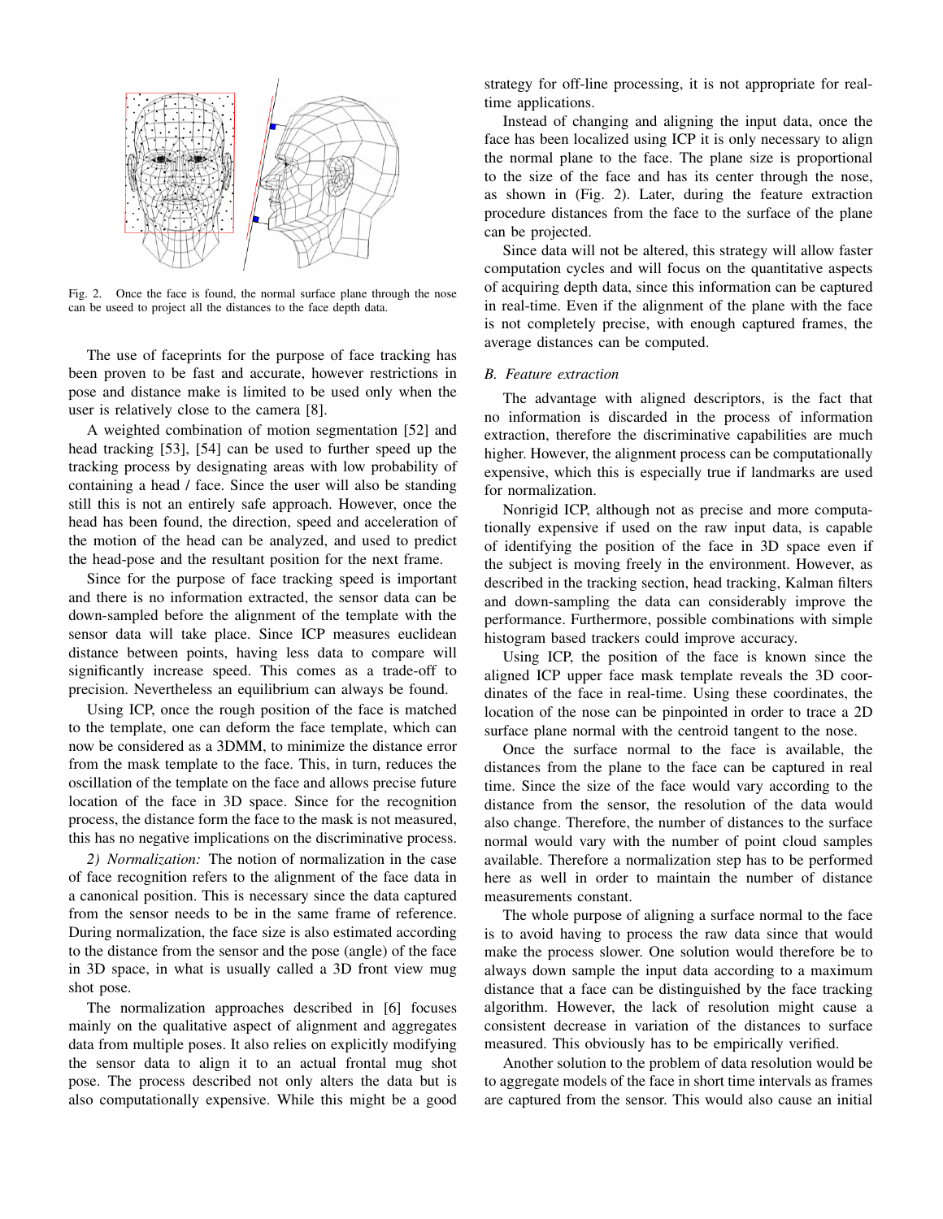Fig. 2. Once the face is found, the normal surface plane through the nose can be useed to project all the distances to the face depth data.

The use of faceprints for the purpose of face tracking has been proven to be fast and accurate, however restrictions in pose and distance make is limited to be used only when the user is relatively close to the camera [8].

A weighted combination of motion segmentation [52] and head tracking [53], [54] can be used to further speed up the tracking process by designating areas with low probability of containing a head / face. Since the user will also be standing still this is not an entirely safe approach. However, once the head has been found, the direction, speed and acceleration of the motion of the head can be analyzed, and used to predict the head-pose and the resultant position for the next frame.

Since for the purpose of face tracking speed is important and there is no information extracted, the sensor data can be down-sampled before the alignment of the template with the sensor data will take place. Since ICP measures euclidean distance between points, having less data to compare will significantly increase speed. This comes as a trade-off to precision. Nevertheless an equilibrium can always be found.

Using ICP, once the rough position of the face is matched to the template, one can deform the face template, which can now be considered as a 3DMM, to minimize the distance error from the mask template to the face. This, in turn, reduces the oscillation of the template on the face and allows precise future location of the face in 3D space. Since for the recognition process, the distance form the face to the mask is not measured, this has no negative implications on the discriminative process.

*2) Normalization:* The notion of normalization in the case of face recognition refers to the alignment of the face data in a canonical position. This is necessary since the data captured from the sensor needs to be in the same frame of reference. During normalization, the face size is also estimated according to the distance from the sensor and the pose (angle) of the face in 3D space, in what is usually called a 3D front view mug shot pose.

The normalization approaches described in [6] focuses mainly on the qualitative aspect of alignment and aggregates data from multiple poses. It also relies on explicitly modifying the sensor data to align it to an actual frontal mug shot pose. The process described not only alters the data but is also computationally expensive. While this might be a good strategy for off-line processing, it is not appropriate for real-time applications.

Instead of changing and aligning the input data, once the face has been localized using ICP it is only necessary to align the normal plane to the face. The plane size is proportional to the size of the face and has its center through the nose, as shown in (Fig. 2). Later, during the feature extraction procedure distances from the face to the surface of the plane can be projected.

Since data will not be altered, this strategy will allow faster computation cycles and will focus on the quantitative aspects of acquiring depth data, since this information can be captured in real-time. Even if the alignment of the plane with the face is not completely precise, with enough captured frames, the average distances can be computed.

### *B. Feature extraction*

The advantage with aligned descriptors, is the fact that no information is discarded in the process of information extraction, therefore the discriminative capabilities are much higher. However, the alignment process can be computationally expensive, which this is especially true if landmarks are used for normalization.

Nonrigid ICP, although not as precise and more computationally expensive if used on the raw input data, is capable of identifying the position of the face in 3D space even if the subject is moving freely in the environment. However, as described in the tracking section, head tracking, Kalman filters and down-sampling the data can considerably improve the performance. Furthermore, possible combinations with simple histogram based trackers could improve accuracy.

Using ICP, the position of the face is known since the aligned ICP upper face mask template reveals the 3D coordinates of the face in real-time. Using these coordinates, the location of the nose can be pinpointed in order to trace a 2D surface plane normal with the centroid tangent to the nose.

Once the surface normal to the face is available, the distances from the plane to the face can be captured in real time. Since the size of the face would vary according to the distance from the sensor, the resolution of the data would also change. Therefore, the number of distances to the surface normal would vary with the number of point cloud samples available. Therefore a normalization step has to be performed here as well in order to maintain the number of distance measurements constant.

The whole purpose of aligning a surface normal to the face is to avoid having to process the raw data since that would make the process slower. One solution would therefore be to always down sample the input data according to a maximum distance that a face can be distinguished by the face tracking algorithm. However, the lack of resolution might cause a consistent decrease in variation of the distances to surface measured. This obviously has to be empirically verified.

Another solution to the problem of data resolution would be to aggregate models of the face in short time intervals as frames are captured from the sensor. This would also cause an initial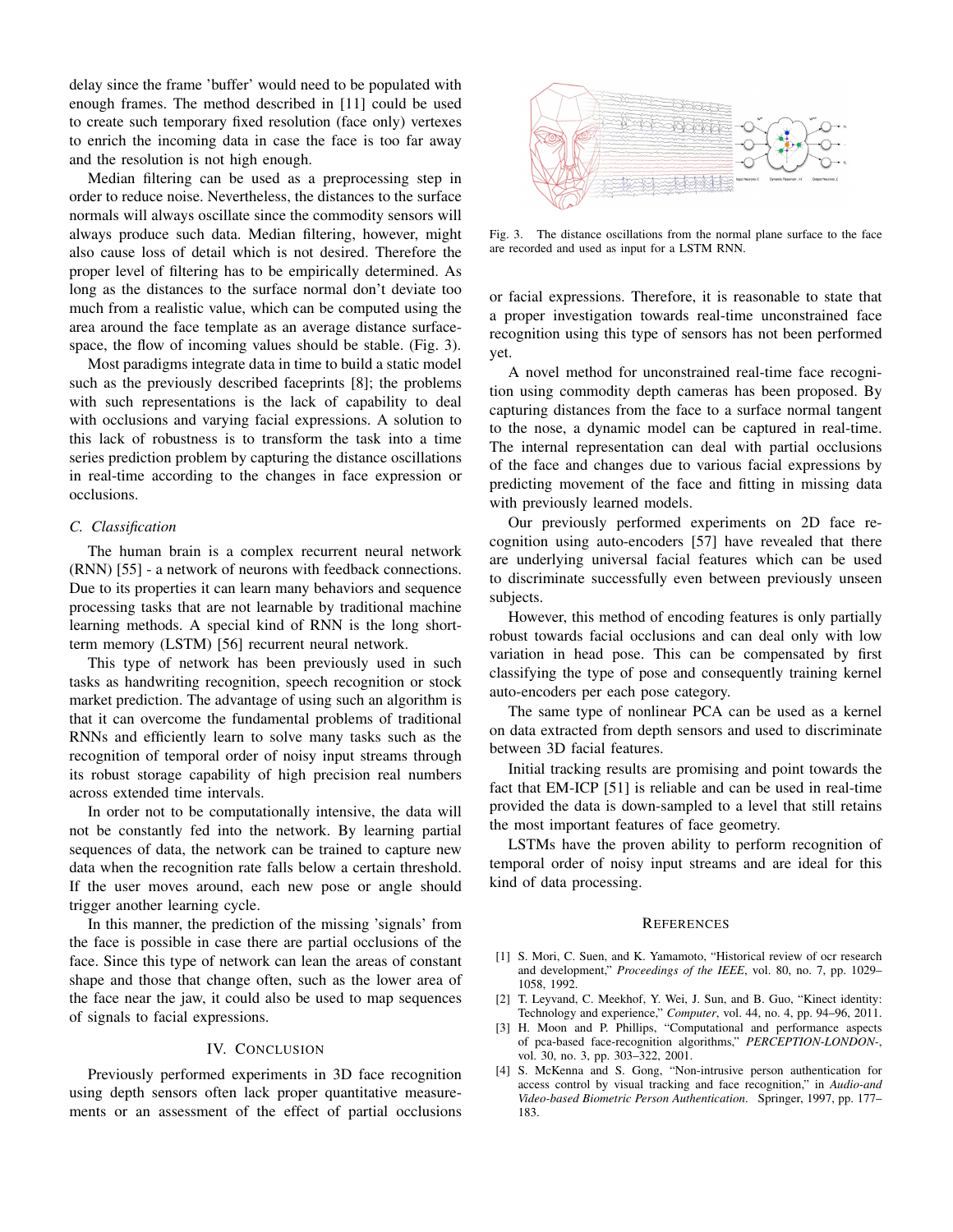delay since the frame 'buffer' would need to be populated with enough frames. The method described in [11] could be used to create such temporary fixed resolution (face only) vertexes to enrich the incoming data in case the face is too far away and the resolution is not high enough.

Median filtering can be used as a preprocessing step in order to reduce noise. Nevertheless, the distances to the surface normals will always oscillate since the commodity sensors will always produce such data. Median filtering, however, might also cause loss of detail which is not desired. Therefore the proper level of filtering has to be empirically determined. As long as the distances to the surface normal don't deviate too much from a realistic value, which can be computed using the area around the face template as an average distance surface-space, the flow of incoming values should be stable. (Fig. 3).

Most paradigms integrate data in time to build a static model such as the previously described faceprints [8]; the problems with such representations is the lack of capability to deal with occlusions and varying facial expressions. A solution to this lack of robustness is to transform the task into a time series prediction problem by capturing the distance oscillations in real-time according to the changes in face expression or occlusions.

### *C. Classification*

The human brain is a complex recurrent neural network (RNN) [55] - a network of neurons with feedback connections. Due to its properties it can learn many behaviors and sequence processing tasks that are not learnable by traditional machine learning methods. A special kind of RNN is the long short-term memory (LSTM) [56] recurrent neural network.

This type of network has been previously used in such tasks as handwriting recognition, speech recognition or stock market prediction. The advantage of using such an algorithm is that it can overcome the fundamental problems of traditional RNNs and efficiently learn to solve many tasks such as the recognition of temporal order of noisy input streams through its robust storage capability of high precision real numbers across extended time intervals.

In order not to be computationally intensive, the data will not be constantly fed into the network. By learning partial sequences of data, the network can be trained to capture new data when the recognition rate falls below a certain threshold. If the user moves around, each new pose or angle should trigger another learning cycle.

In this manner, the prediction of the missing 'signals' from the face is possible in case there are partial occlusions of the face. Since this type of network can lean the areas of constant shape and those that change often, such as the lower area of the face near the jaw, it could also be used to map sequences of signals to facial expressions.

## IV. Conclusion

Previously performed experiments in 3D face recognition using depth sensors often lack proper quantitative measurements or an assessment of the effect of partial occlusions or facial expressions. Therefore, it is reasonable to state that a proper investigation towards real-time unconstrained face recognition using this type of sensors has not been performed yet.

Fig. 3. The distance oscillations from the normal plane surface to the face are recorded and used as input for a LSTM RNN.

A novel method for unconstrained real-time face recognition using commodity depth cameras has been proposed. By capturing distances from the face to a surface normal tangent to the nose, a dynamic model can be captured in real-time. The internal representation can deal with partial occlusions of the face and changes due to various facial expressions by predicting movement of the face and fitting in missing data with previously learned models.

Our previously performed experiments on 2D face recognition using auto-encoders [57] have revealed that there are underlying universal facial features which can be used to discriminate successfully even between previously unseen subjects.

However, this method of encoding features is only partially robust towards facial occlusions and can deal only with low variation in head pose. This can be compensated by first classifying the type of pose and consequently training kernel auto-encoders per each pose category.

The same type of nonlinear PCA can be used as a kernel on data extracted from depth sensors and used to discriminate between 3D facial features.

Initial tracking results are promising and point towards the fact that EM-ICP [51] is reliable and can be used in real-time provided the data is down-sampled to a level that still retains the most important features of face geometry.

LSTMs have the proven ability to perform recognition of temporal order of noisy input streams and are ideal for this kind of data processing.

## References

[1] S. Mori, C. Suen, and K. Yamamoto, "Historical review of ocr research and development," *Proceedings of the IEEE*, vol. 80, no. 7, pp. 1029–1058, 1992.

[2] T. Leyvand, C. Meekhof, Y. Wei, J. Sun, and B. Guo, "Kinect identity: Technology and experience," *Computer*, vol. 44, no. 4, pp. 94–96, 2011.

[3] H. Moon and P. Phillips, "Computational and performance aspects of pca-based face-recognition algorithms," *PERCEPTION-LONDON-*, vol. 30, no. 3, pp. 303–322, 2001.

[4] S. McKenna and S. Gong, "Non-intrusive person authentication for access control by visual tracking and face recognition," in *Audio-and Video-based Biometric Person Authentication*. Springer, 1997, pp. 177–183.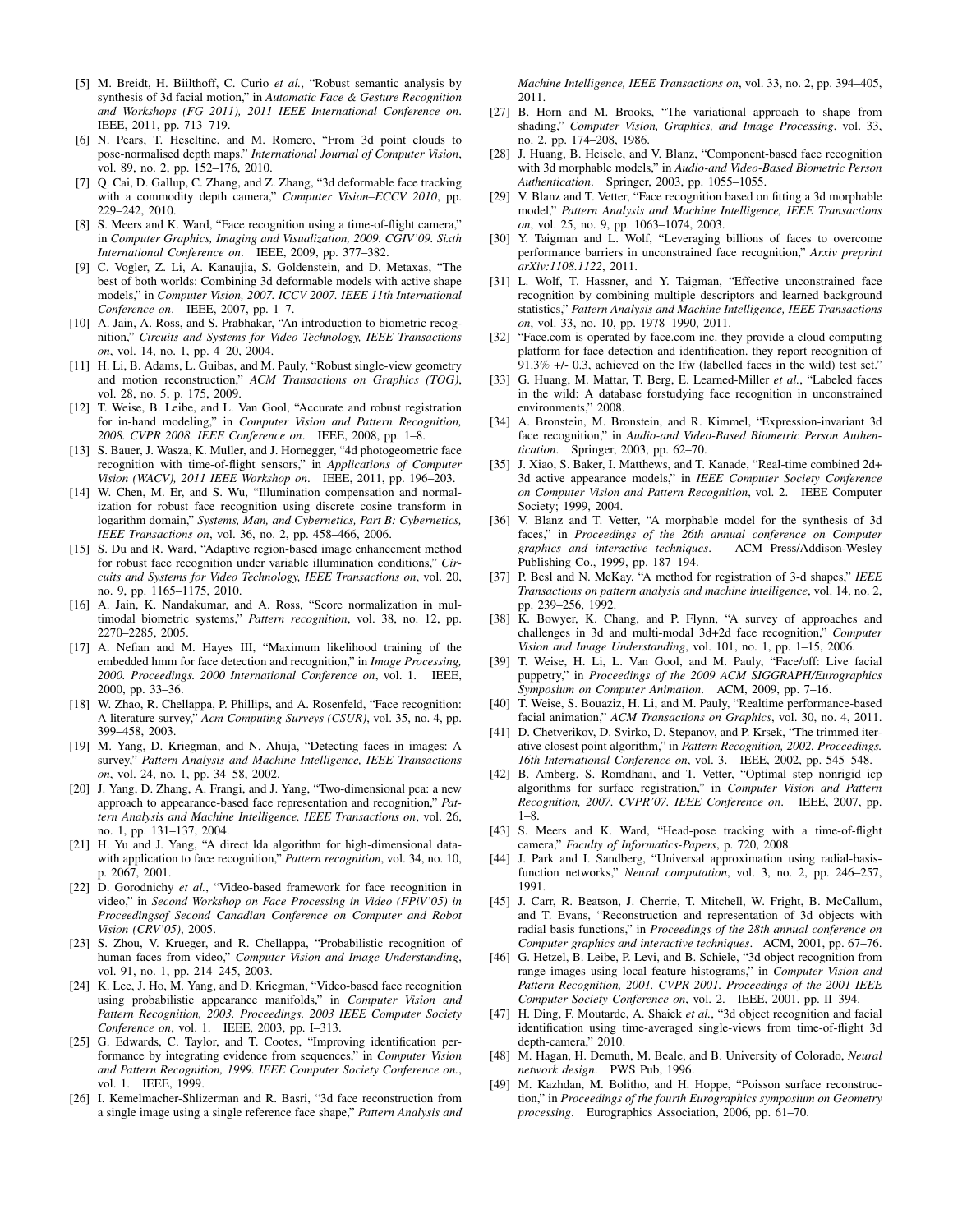[5] M. Breidt, H. Biilthoff, C. Curio *et al.*, "Robust semantic analysis by synthesis of 3d facial motion," in *Automatic Face & Gesture Recognition and Workshops (FG 2011), 2011 IEEE International Conference on*. IEEE, 2011, pp. 713–719.

[6] N. Pears, T. Heseltine, and M. Romero, "From 3d point clouds to pose-normalised depth maps," *International Journal of Computer Vision*, vol. 89, no. 2, pp. 152–176, 2010.

[7] Q. Cai, D. Gallup, C. Zhang, and Z. Zhang, "3d deformable face tracking with a commodity depth camera," *Computer Vision–ECCV 2010*, pp. 229–242, 2010.

[8] S. Meers and K. Ward, "Face recognition using a time-of-flight camera," in *Computer Graphics, Imaging and Visualization, 2009. CGIV'09. Sixth International Conference on*. IEEE, 2009, pp. 377–382.

[9] C. Vogler, Z. Li, A. Kanaujia, S. Goldenstein, and D. Metaxas, "The best of both worlds: Combining 3d deformable models with active shape models," in *Computer Vision, 2007. ICCV 2007. IEEE 11th International Conference on*. IEEE, 2007, pp. 1–7.

[10] A. Jain, A. Ross, and S. Prabhakar, "An introduction to biometric recognition," *Circuits and Systems for Video Technology, IEEE Transactions on*, vol. 14, no. 1, pp. 4–20, 2004.

[11] H. Li, B. Adams, L. Guibas, and M. Pauly, "Robust single-view geometry and motion reconstruction," *ACM Transactions on Graphics (TOG)*, vol. 28, no. 5, p. 175, 2009.

[12] T. Weise, B. Leibe, and L. Van Gool, "Accurate and robust registration for in-hand modeling," in *Computer Vision and Pattern Recognition, 2008. CVPR 2008. IEEE Conference on*. IEEE, 2008, pp. 1–8.

[13] S. Bauer, J. Wasza, K. Muller, and J. Hornegger, "4d photogeometric face recognition with time-of-flight sensors," in *Applications of Computer Vision (WACV), 2011 IEEE Workshop on*. IEEE, 2011, pp. 196–203.

[14] W. Chen, M. Er, and S. Wu, "Illumination compensation and normalization for robust face recognition using discrete cosine transform in logarithm domain," *Systems, Man, and Cybernetics, Part B: Cybernetics, IEEE Transactions on*, vol. 36, no. 2, pp. 458–466, 2006.

[15] S. Du and R. Ward, "Adaptive region-based image enhancement method for robust face recognition under variable illumination conditions," *Circuits and Systems for Video Technology, IEEE Transactions on*, vol. 20, no. 9, pp. 1165–1175, 2010.

[16] A. Jain, K. Nandakumar, and A. Ross, "Score normalization in multimodal biometric systems," *Pattern recognition*, vol. 38, no. 12, pp. 2270–2285, 2005.

[17] A. Nefian and M. Hayes III, "Maximum likelihood training of the embedded hmm for face detection and recognition," in *Image Processing, 2000. Proceedings. 2000 International Conference on*, vol. 1. IEEE, 2000, pp. 33–36.

[18] W. Zhao, R. Chellappa, P. Phillips, and A. Rosenfeld, "Face recognition: A literature survey," *Acm Computing Surveys (CSUR)*, vol. 35, no. 4, pp. 399–458, 2003.

[19] M. Yang, D. Kriegman, and N. Ahuja, "Detecting faces in images: A survey," *Pattern Analysis and Machine Intelligence, IEEE Transactions on*, vol. 24, no. 1, pp. 34–58, 2002.

[20] J. Yang, D. Zhang, A. Frangi, and J. Yang, "Two-dimensional pca: a new approach to appearance-based face representation and recognition," *Pattern Analysis and Machine Intelligence, IEEE Transactions on*, vol. 26, no. 1, pp. 131–137, 2004.

[21] H. Yu and J. Yang, "A direct lda algorithm for high-dimensional data-with application to face recognition," *Pattern recognition*, vol. 34, no. 10, p. 2067, 2001.

[22] D. Gorodnichy *et al.*, "Video-based framework for face recognition in video," in *Second Workshop on Face Processing in Video (FPiV'05) in Proceedingsof Second Canadian Conference on Computer and Robot Vision (CRV'05)*, 2005.

[23] S. Zhou, V. Krueger, and R. Chellappa, "Probabilistic recognition of human faces from video," *Computer Vision and Image Understanding*, vol. 91, no. 1, pp. 214–245, 2003.

[24] K. Lee, J. Ho, M. Yang, and D. Kriegman, "Video-based face recognition using probabilistic appearance manifolds," in *Computer Vision and Pattern Recognition, 2003. Proceedings. 2003 IEEE Computer Society Conference on*, vol. 1. IEEE, 2003, pp. I–313.

[25] G. Edwards, C. Taylor, and T. Cootes, "Improving identification performance by integrating evidence from sequences," in *Computer Vision and Pattern Recognition, 1999. IEEE Computer Society Conference on.*, vol. 1. IEEE, 1999.

[26] I. Kemelmacher-Shlizerman and R. Basri, "3d face reconstruction from a single image using a single reference face shape," *Pattern Analysis and Machine Intelligence, IEEE Transactions on*, vol. 33, no. 2, pp. 394–405, 2011.

[27] B. Horn and M. Brooks, "The variational approach to shape from shading," *Computer Vision, Graphics, and Image Processing*, vol. 33, no. 2, pp. 174–208, 1986.

[28] J. Huang, B. Heisele, and V. Blanz, "Component-based face recognition with 3d morphable models," in *Audio-and Video-Based Biometric Person Authentication*. Springer, 2003, pp. 1055–1055.

[29] V. Blanz and T. Vetter, "Face recognition based on fitting a 3d morphable model," *Pattern Analysis and Machine Intelligence, IEEE Transactions on*, vol. 25, no. 9, pp. 1063–1074, 2003.

[30] Y. Taigman and L. Wolf, "Leveraging billions of faces to overcome performance barriers in unconstrained face recognition," *Arxiv preprint arXiv:1108.1122*, 2011.

[31] L. Wolf, T. Hassner, and Y. Taigman, "Effective unconstrained face recognition by combining multiple descriptors and learned background statistics," *Pattern Analysis and Machine Intelligence, IEEE Transactions on*, vol. 33, no. 10, pp. 1978–1990, 2011.

[32] "Face.com is operated by face.com inc. they provide a cloud computing platform for face detection and identification. they report recognition of 91.3% +/- 0.3, achieved on the lfw (labelled faces in the wild) test set."

[33] G. Huang, M. Mattar, T. Berg, E. Learned-Miller *et al.*, "Labeled faces in the wild: A database forstudying face recognition in unconstrained environments," 2008.

[34] A. Bronstein, M. Bronstein, and R. Kimmel, "Expression-invariant 3d face recognition," in *Audio-and Video-Based Biometric Person Authentication*. Springer, 2003, pp. 62–70.

[35] J. Xiao, S. Baker, I. Matthews, and T. Kanade, "Real-time combined 2d+ 3d active appearance models," in *IEEE Computer Society Conference on Computer Vision and Pattern Recognition*, vol. 2. IEEE Computer Society; 1999, 2004.

[36] V. Blanz and T. Vetter, "A morphable model for the synthesis of 3d faces," in *Proceedings of the 26th annual conference on Computer graphics and interactive techniques*. ACM Press/Addison-Wesley Publishing Co., 1999, pp. 187–194.

[37] P. Besl and N. McKay, "A method for registration of 3-d shapes," *IEEE Transactions on pattern analysis and machine intelligence*, vol. 14, no. 2, pp. 239–256, 1992.

[38] K. Bowyer, K. Chang, and P. Flynn, "A survey of approaches and challenges in 3d and multi-modal 3d+2d face recognition," *Computer Vision and Image Understanding*, vol. 101, no. 1, pp. 1–15, 2006.

[39] T. Weise, H. Li, L. Van Gool, and M. Pauly, "Face/off: Live facial puppetry," in *Proceedings of the 2009 ACM SIGGRAPH/Eurographics Symposium on Computer Animation*. ACM, 2009, pp. 7–16.

[40] T. Weise, S. Bouaziz, H. Li, and M. Pauly, "Realtime performance-based facial animation," *ACM Transactions on Graphics*, vol. 30, no. 4, 2011.

[41] D. Chetverikov, D. Svirko, D. Stepanov, and P. Krsek, "The trimmed iterative closest point algorithm," in *Pattern Recognition, 2002. Proceedings. 16th International Conference on*, vol. 3. IEEE, 2002, pp. 545–548.

[42] B. Amberg, S. Romdhani, and T. Vetter, "Optimal step nonrigid icp algorithms for surface registration," in *Computer Vision and Pattern Recognition, 2007. CVPR'07. IEEE Conference on*. IEEE, 2007, pp. 1–8.

[43] S. Meers and K. Ward, "Head-pose tracking with a time-of-flight camera," *Faculty of Informatics-Papers*, p. 720, 2008.

[44] J. Park and I. Sandberg, "Universal approximation using radial-basis-function networks," *Neural computation*, vol. 3, no. 2, pp. 246–257, 1991.

[45] J. Carr, R. Beatson, J. Cherrie, T. Mitchell, W. Fright, B. McCallum, and T. Evans, "Reconstruction and representation of 3d objects with radial basis functions," in *Proceedings of the 28th annual conference on Computer graphics and interactive techniques*. ACM, 2001, pp. 67–76.

[46] G. Hetzel, B. Leibe, P. Levi, and B. Schiele, "3d object recognition from range images using local feature histograms," in *Computer Vision and Pattern Recognition, 2001. CVPR 2001. Proceedings of the 2001 IEEE Computer Society Conference on*, vol. 2. IEEE, 2001, pp. II–394.

[47] H. Ding, F. Moutarde, A. Shaiek *et al.*, "3d object recognition and facial identification using time-averaged single-views from time-of-flight 3d depth-camera," 2010.

[48] M. Hagan, H. Demuth, M. Beale, and B. University of Colorado, *Neural network design*. PWS Pub, 1996.

[49] M. Kazhdan, M. Bolitho, and H. Hoppe, "Poisson surface reconstruction," in *Proceedings of the fourth Eurographics symposium on Geometry processing*. Eurographics Association, 2006, pp. 61–70.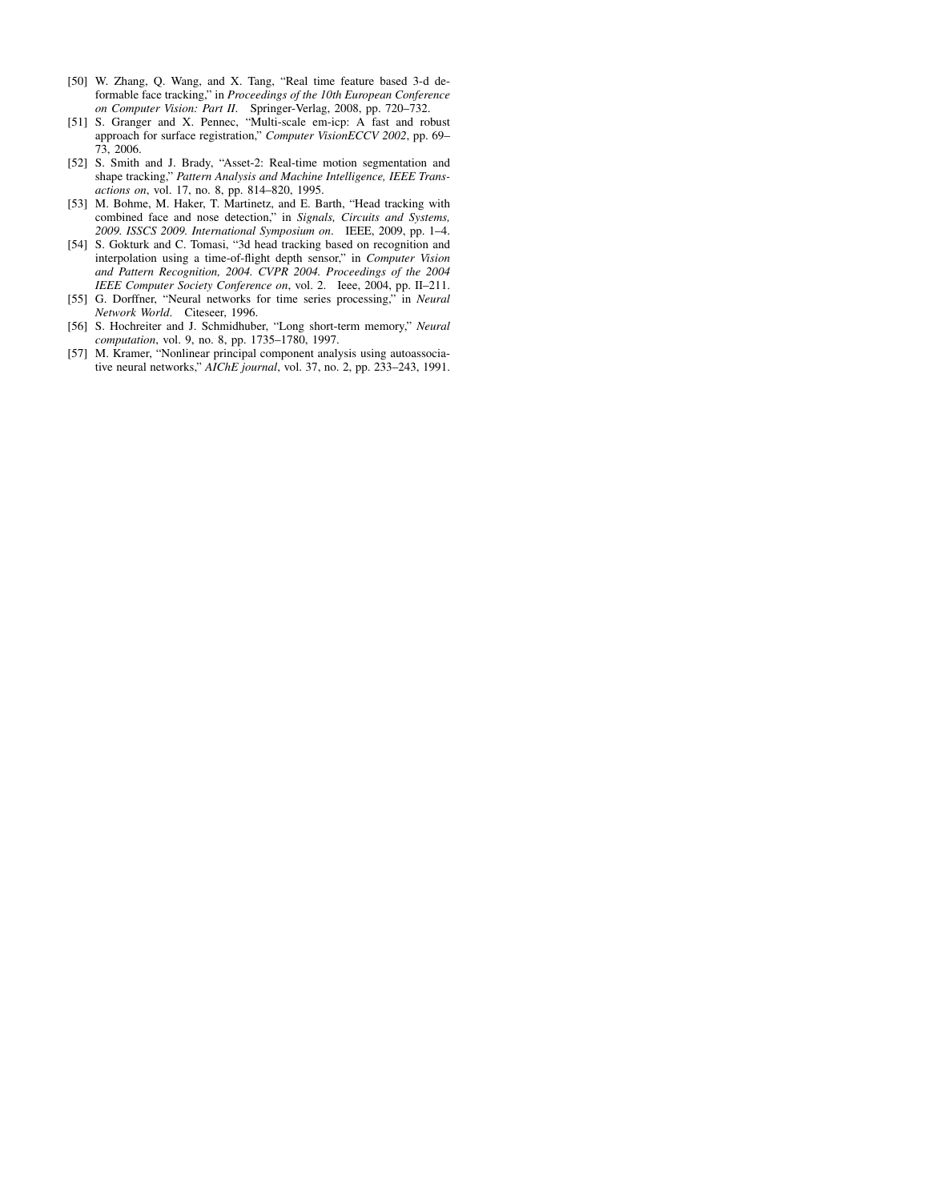[50] W. Zhang, Q. Wang, and X. Tang, "Real time feature based 3-d deformable face tracking," in *Proceedings of the 10th European Conference on Computer Vision: Part II*. Springer-Verlag, 2008, pp. 720–732.

[51] S. Granger and X. Pennec, "Multi-scale em-icp: A fast and robust approach for surface registration," *Computer VisionECCV 2002*, pp. 69–73, 2006.

[52] S. Smith and J. Brady, "Asset-2: Real-time motion segmentation and shape tracking," *Pattern Analysis and Machine Intelligence, IEEE Transactions on*, vol. 17, no. 8, pp. 814–820, 1995.

[53] M. Bohme, M. Haker, T. Martinetz, and E. Barth, "Head tracking with combined face and nose detection," in *Signals, Circuits and Systems, 2009. ISSCS 2009. International Symposium on*. IEEE, 2009, pp. 1–4.

[54] S. Gokturk and C. Tomasi, "3d head tracking based on recognition and interpolation using a time-of-flight depth sensor," in *Computer Vision and Pattern Recognition, 2004. CVPR 2004. Proceedings of the 2004 IEEE Computer Society Conference on*, vol. 2. Ieee, 2004, pp. II–211.

[55] G. Dorffner, "Neural networks for time series processing," in *Neural Network World*. Citeseer, 1996.

[56] S. Hochreiter and J. Schmidhuber, "Long short-term memory," *Neural computation*, vol. 9, no. 8, pp. 1735–1780, 1997.

[57] M. Kramer, "Nonlinear principal component analysis using autoassociative neural networks," *AIChE journal*, vol. 37, no. 2, pp. 233–243, 1991.